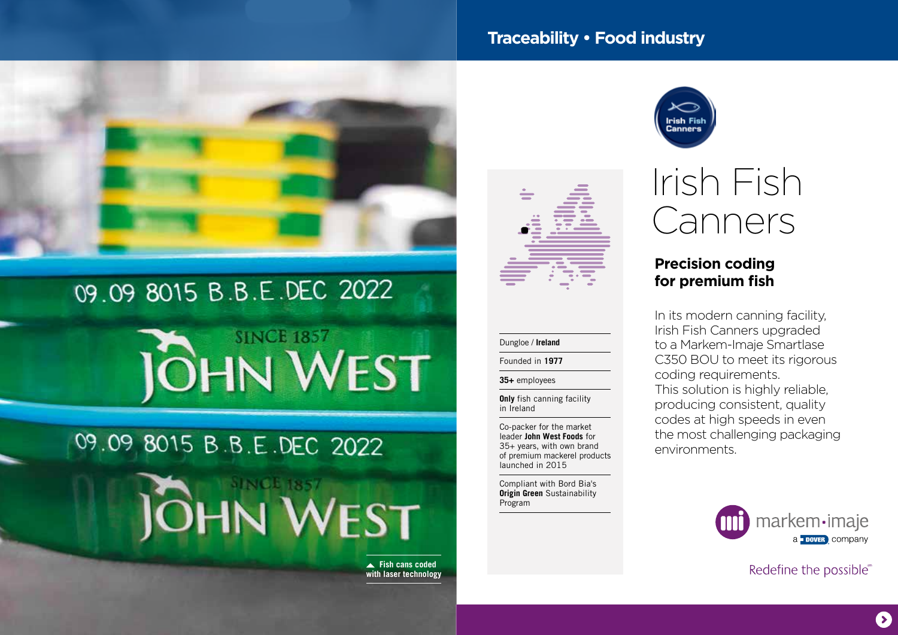Traceability • Food industry

# Irish Fish Canners

## Precision coding for premium fish

In its modern canning facility, Irish Fish Canners upgraded to a Markem-Imaje Smartlase C350 BOU to meet its rigorous coding requirements.
This solution is highly reliable, producing consistent, quality codes at high speeds in even the most challenging packaging environments.

- Dungloe / **Ireland**
- Founded in **1977**
- **35+** employees
- **Only** fish canning facility in Ireland
- Co-packer for the market leader **John West Foods** for 35+ years, with own brand of premium mackerel products launched in 2015
- Compliant with Bord Bia's **Origin Green** Sustainability Program

▲ Fish cans coded with laser technology

markem-imaje
a DOVER company

Redefine the possible℠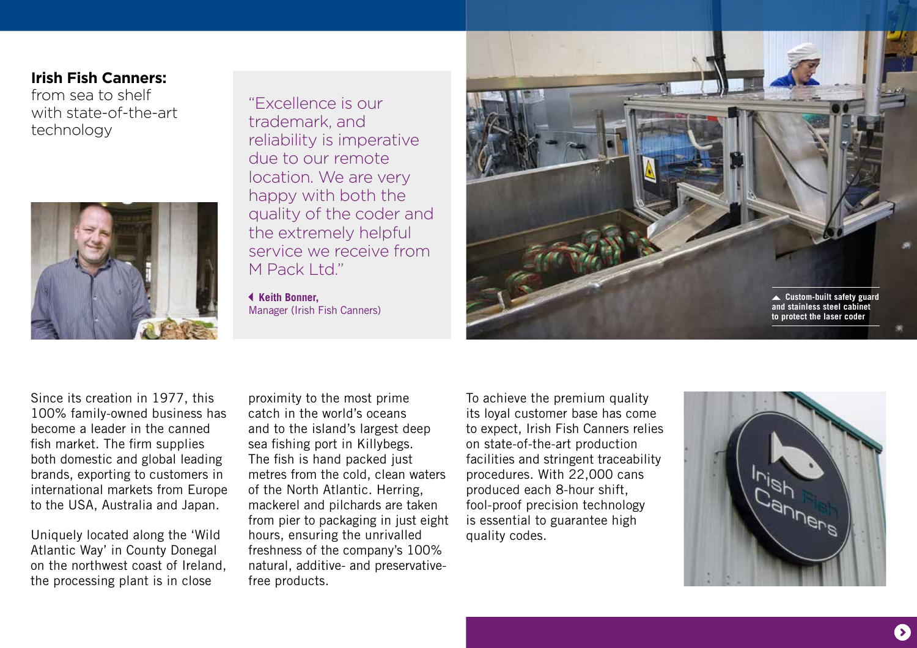## Irish Fish Canners: from sea to shelf with state-of-the-art technology

> "Excellence is our trademark, and reliability is imperative due to our remote location. We are very happy with both the quality of the coder and the extremely helpful service we receive from M Pack Ltd."
>
> **Keith Bonner,**
> Manager (Irish Fish Canners)

Custom-built safety guard and stainless steel cabinet to protect the laser coder

Since its creation in 1977, this 100% family-owned business has become a leader in the canned fish market. The firm supplies both domestic and global leading brands, exporting to customers in international markets from Europe to the USA, Australia and Japan.

Uniquely located along the 'Wild Atlantic Way' in County Donegal on the northwest coast of Ireland, the processing plant is in close proximity to the most prime catch in the world's oceans and to the island's largest deep sea fishing port in Killybegs. The fish is hand packed just metres from the cold, clean waters of the North Atlantic. Herring, mackerel and pilchards are taken from pier to packaging in just eight hours, ensuring the unrivalled freshness of the company's 100% natural, additive- and preservative-free products.

To achieve the premium quality its loyal customer base has come to expect, Irish Fish Canners relies on state-of-the-art production facilities and stringent traceability procedures. With 22,000 cans produced each 8-hour shift, fool-proof precision technology is essential to guarantee high quality codes.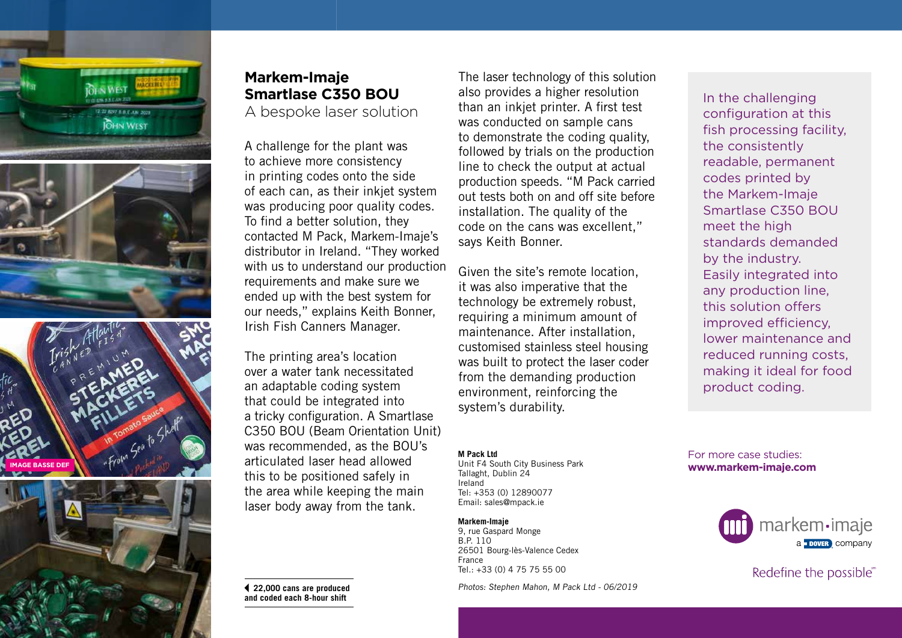## Markem-Imaje Smartlase C350 BOU

A bespoke laser solution

A challenge for the plant was to achieve more consistency in printing codes onto the side of each can, as their inkjet system was producing poor quality codes. To find a better solution, they contacted M Pack, Markem-Imaje's distributor in Ireland. "They worked with us to understand our production requirements and make sure we ended up with the best system for our needs," explains Keith Bonner, Irish Fish Canners Manager.

The printing area's location over a water tank necessitated an adaptable coding system that could be integrated into a tricky configuration. A Smartlase C350 BOU (Beam Orientation Unit) was recommended, as the BOU's articulated laser head allowed this to be positioned safely in the area while keeping the main laser body away from the tank.

◀ **22,000 cans are produced and coded each 8-hour shift**

The laser technology of this solution also provides a higher resolution than an inkjet printer. A first test was conducted on sample cans to demonstrate the coding quality, followed by trials on the production line to check the output at actual production speeds. "M Pack carried out tests both on and off site before installation. The quality of the code on the cans was excellent," says Keith Bonner.

Given the site's remote location, it was also imperative that the technology be extremely robust, requiring a minimum amount of maintenance. After installation, customised stainless steel housing was built to protect the laser coder from the demanding production environment, reinforcing the system's durability.

In the challenging configuration at this fish processing facility, the consistently readable, permanent codes printed by the Markem-Imaje Smartlase C350 BOU meet the high standards demanded by the industry. Easily integrated into any production line, this solution offers improved efficiency, lower maintenance and reduced running costs, making it ideal for food product coding.

**M Pack Ltd**
Unit F4 South City Business Park
Tallaght, Dublin 24
Ireland
Tel: +353 (0) 12890077
Email: sales@mpack.ie

**Markem-Imaje**
9, rue Gaspard Monge
B.P. 110
26501 Bourg-lès-Valence Cedex
France
Tel.: +33 (0) 4 75 75 55 00

*Photos: Stephen Mahon, M Pack Ltd - 06/2019*

For more case studies:
**www.markem-imaje.com**

markem·imaje
a DOVER company

Redefine the possible